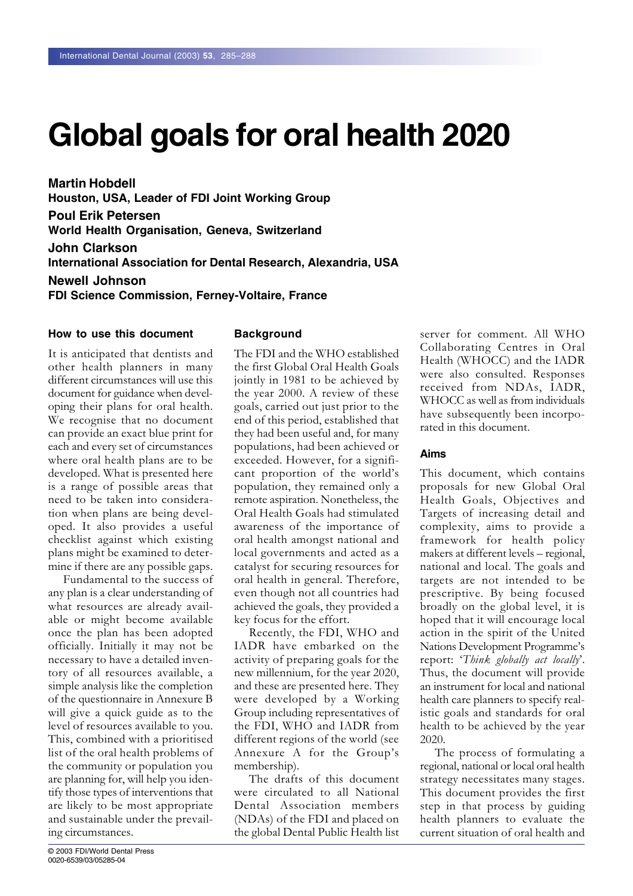# Global goals for oral health 2020

**Martin Hobdell**
**Houston, USA, Leader of FDI Joint Working Group**

**Poul Erik Petersen**
**World Health Organisation, Geneva, Switzerland**

**John Clarkson**
**International Association for Dental Research, Alexandria, USA**

**Newell Johnson**
**FDI Science Commission, Ferney-Voltaire, France**

### How to use this document

It is anticipated that dentists and other health planners in many different circumstances will use this document for guidance when developing their plans for oral health. We recognise that no document can provide an exact blue print for each and every set of circumstances where oral health plans are to be developed. What is presented here is a range of possible areas that need to be taken into consideration when plans are being developed. It also provides a useful checklist against which existing plans might be examined to determine if there are any possible gaps.

Fundamental to the success of any plan is a clear understanding of what resources are already available or might become available once the plan has been adopted officially. Initially it may not be necessary to have a detailed inventory of all resources available, a simple analysis like the completion of the questionnaire in Annexure B will give a quick guide as to the level of resources available to you. This, combined with a prioritised list of the oral health problems of the community or population you are planning for, will help you identify those types of interventions that are likely to be most appropriate and sustainable under the prevailing circumstances.

### Background

The FDI and the WHO established the first Global Oral Health Goals jointly in 1981 to be achieved by the year 2000. A review of these goals, carried out just prior to the end of this period, established that they had been useful and, for many populations, had been achieved or exceeded. However, for a significant proportion of the world's population, they remained only a remote aspiration. Nonetheless, the Oral Health Goals had stimulated awareness of the importance of oral health amongst national and local governments and acted as a catalyst for securing resources for oral health in general. Therefore, even though not all countries had achieved the goals, they provided a key focus for the effort.

Recently, the FDI, WHO and IADR have embarked on the activity of preparing goals for the new millennium, for the year 2020, and these are presented here. They were developed by a Working Group including representatives of the FDI, WHO and IADR from different regions of the world (see Annexure A for the Group's membership).

The drafts of this document were circulated to all National Dental Association members (NDAs) of the FDI and placed on the global Dental Public Health list server for comment. All WHO Collaborating Centres in Oral Health (WHOCC) and the IADR were also consulted. Responses received from NDAs, IADR, WHOCC as well as from individuals have subsequently been incorporated in this document.

### Aims

This document, which contains proposals for new Global Oral Health Goals, Objectives and Targets of increasing detail and complexity, aims to provide a framework for health policy makers at different levels – regional, national and local. The goals and targets are not intended to be prescriptive. By being focused broadly on the global level, it is hoped that it will encourage local action in the spirit of the United Nations Development Programme's report: '*Think globally act locally*'. Thus, the document will provide an instrument for local and national health care planners to specify realistic goals and standards for oral health to be achieved by the year 2020.

The process of formulating a regional, national or local oral health strategy necessitates many stages. This document provides the first step in that process by guiding health planners to evaluate the current situation of oral health and

© 2003 FDI/World Dental Press
0020-6539/03/05285-04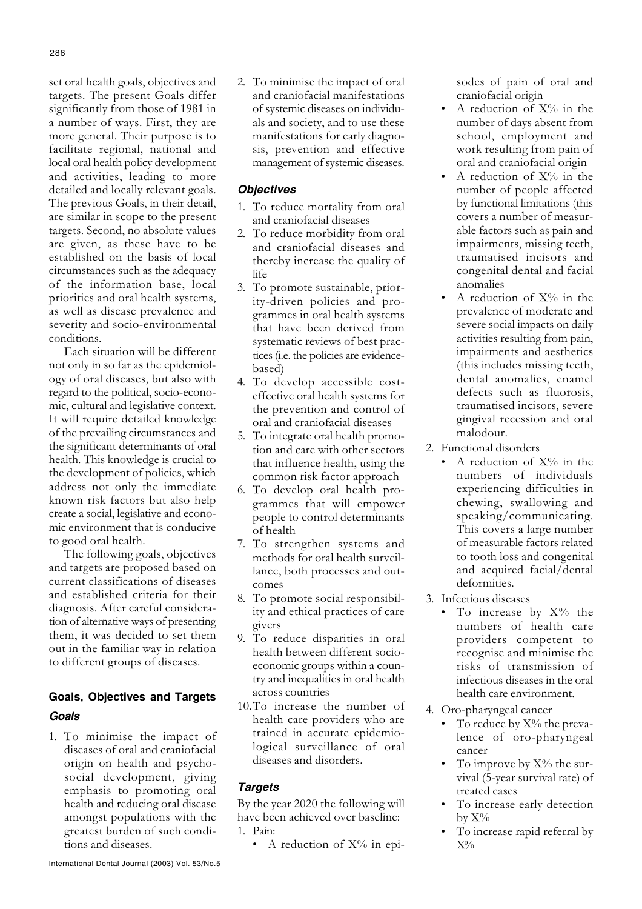set oral health goals, objectives and targets. The present Goals differ significantly from those of 1981 in a number of ways. First, they are more general. Their purpose is to facilitate regional, national and local oral health policy development and activities, leading to more detailed and locally relevant goals. The previous Goals, in their detail, are similar in scope to the present targets. Second, no absolute values are given, as these have to be established on the basis of local circumstances such as the adequacy of the information base, local priorities and oral health systems, as well as disease prevalence and severity and socio-environmental conditions.

Each situation will be different not only in so far as the epidemiology of oral diseases, but also with regard to the political, socio-economic, cultural and legislative context. It will require detailed knowledge of the prevailing circumstances and the significant determinants of oral health. This knowledge is crucial to the development of policies, which address not only the immediate known risk factors but also help create a social, legislative and economic environment that is conducive to good oral health.

The following goals, objectives and targets are proposed based on current classifications of diseases and established criteria for their diagnosis. After careful consideration of alternative ways of presenting them, it was decided to set them out in the familiar way in relation to different groups of diseases.

## Goals, Objectives and Targets

### *Goals*

1. To minimise the impact of diseases of oral and craniofacial origin on health and psychosocial development, giving emphasis to promoting oral health and reducing oral disease amongst populations with the greatest burden of such conditions and diseases.
2. To minimise the impact of oral and craniofacial manifestations of systemic diseases on individuals and society, and to use these manifestations for early diagnosis, prevention and effective management of systemic diseases.

### *Objectives*

1. To reduce mortality from oral and craniofacial diseases
2. To reduce morbidity from oral and craniofacial diseases and thereby increase the quality of life
3. To promote sustainable, priority-driven policies and programmes in oral health systems that have been derived from systematic reviews of best practices (i.e. the policies are evidence-based)
4. To develop accessible cost-effective oral health systems for the prevention and control of oral and craniofacial diseases
5. To integrate oral health promotion and care with other sectors that influence health, using the common risk factor approach
6. To develop oral health programmes that will empower people to control determinants of health
7. To strengthen systems and methods for oral health surveillance, both processes and outcomes
8. To promote social responsibility and ethical practices of care givers
9. To reduce disparities in oral health between different socio-economic groups within a country and inequalities in oral health across countries
10. To increase the number of health care providers who are trained in accurate epidemiological surveillance of oral diseases and disorders.

### *Targets*

By the year 2020 the following will have been achieved over baseline:

1. Pain:
   - A reduction of X% in episodes of pain of oral and craniofacial origin
   - A reduction of X% in the number of days absent from school, employment and work resulting from pain of oral and craniofacial origin
   - A reduction of X% in the number of people affected by functional limitations (this covers a number of measurable factors such as pain and impairments, missing teeth, traumatised incisors and congenital dental and facial anomalies
   - A reduction of X% in the prevalence of moderate and severe social impacts on daily activities resulting from pain, impairments and aesthetics (this includes missing teeth, dental anomalies, enamel defects such as fluorosis, traumatised incisors, severe gingival recession and oral malodour.
2. Functional disorders
   - A reduction of X% in the numbers of individuals experiencing difficulties in chewing, swallowing and speaking/communicating. This covers a large number of measurable factors related to tooth loss and congenital and acquired facial/dental deformities.
3. Infectious diseases
   - To increase by X% the numbers of health care providers competent to recognise and minimise the risks of transmission of infectious diseases in the oral health care environment.
4. Oro-pharyngeal cancer
   - To reduce by X% the prevalence of oro-pharyngeal cancer
   - To improve by X% the survival (5-year survival rate) of treated cases
   - To increase early detection by X%
   - To increase rapid referral by X%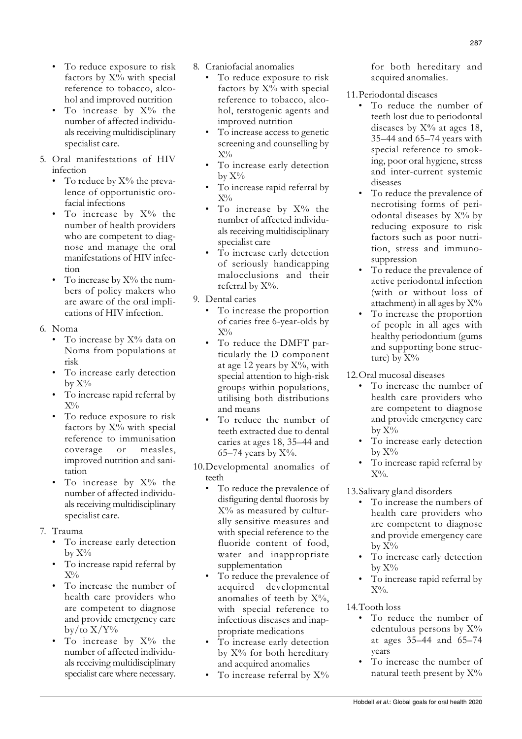- To reduce exposure to risk factors by X% with special reference to tobacco, alcohol and improved nutrition
- To increase by X% the number of affected individuals receiving multidisciplinary specialist care.

5. Oral manifestations of HIV infection
   - To reduce by X% the prevalence of opportunistic orofacial infections
   - To increase by X% the number of health providers who are competent to diagnose and manage the oral manifestations of HIV infection
   - To increase by X% the numbers of policy makers who are aware of the oral implications of HIV infection.

6. Noma
   - To increase by X% data on Noma from populations at risk
   - To increase early detection by X%
   - To increase rapid referral by X%
   - To reduce exposure to risk factors by X% with special reference to immunisation coverage or measles, improved nutrition and sanitation
   - To increase by X% the number of affected individuals receiving multidisciplinary specialist care.

7. Trauma
   - To increase early detection by X%
   - To increase rapid referral by X%
   - To increase the number of health care providers who are competent to diagnose and provide emergency care by/to X/Y%
   - To increase by X% the number of affected individuals receiving multidisciplinary specialist care where necessary.

8. Craniofacial anomalies
   - To reduce exposure to risk factors by X% with special reference to tobacco, alcohol, teratogenic agents and improved nutrition
   - To increase access to genetic screening and counselling by X%
   - To increase early detection by X%
   - To increase rapid referral by X%
   - To increase by X% the number of affected individuals receiving multidisciplinary specialist care
   - To increase early detection of seriously handicapping malocclusions and their referral by X%.

9. Dental caries
   - To increase the proportion of caries free 6-year-olds by X%
   - To reduce the DMFT particularly the D component at age 12 years by X%, with special attention to high-risk groups within populations, utilising both distributions and means
   - To reduce the number of teeth extracted due to dental caries at ages 18, 35–44 and 65–74 years by X%.

10. Developmental anomalies of teeth
    - To reduce the prevalence of disfiguring dental fluorosis by X% as measured by culturally sensitive measures and with special reference to the fluoride content of food, water and inappropriate supplementation
    - To reduce the prevalence of acquired developmental anomalies of teeth by X%, with special reference to infectious diseases and inappropriate medications
    - To increase early detection by X% for both hereditary and acquired anomalies
    - To increase referral by X% for both hereditary and acquired anomalies.

11. Periodontal diseases
    - To reduce the number of teeth lost due to periodontal diseases by X% at ages 18, 35–44 and 65–74 years with special reference to smoking, poor oral hygiene, stress and inter-current systemic diseases
    - To reduce the prevalence of necrotising forms of periodontal diseases by X% by reducing exposure to risk factors such as poor nutrition, stress and immunosuppression
    - To reduce the prevalence of active periodontal infection (with or without loss of attachment) in all ages by X%
    - To increase the proportion of people in all ages with healthy periodontium (gums and supporting bone structure) by X%

12. Oral mucosal diseases
    - To increase the number of health care providers who are competent to diagnose and provide emergency care by X%
    - To increase early detection by X%
    - To increase rapid referral by X%.

13. Salivary gland disorders
    - To increase the numbers of health care providers who are competent to diagnose and provide emergency care by X%
    - To increase early detection by X%
    - To increase rapid referral by X%.

14. Tooth loss
    - To reduce the number of edentulous persons by X% at ages 35–44 and 65–74 years
    - To increase the number of natural teeth present by X%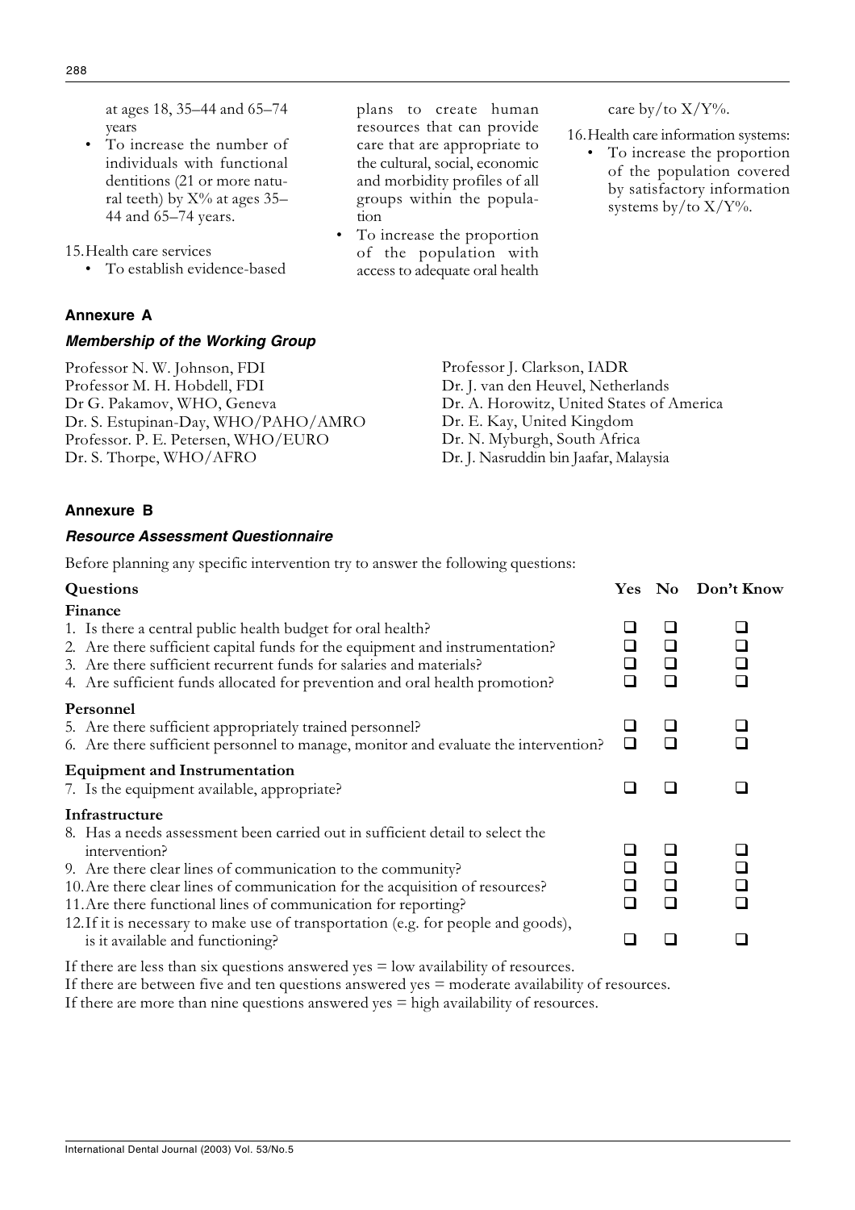at ages 18, 35–44 and 65–74 years

- To increase the number of individuals with functional dentitions (21 or more natural teeth) by X% at ages 35–44 and 65–74 years.

15. Health care services
    - To establish evidence-based plans to create human resources that can provide care that are appropriate to the cultural, social, economic and morbidity profiles of all groups within the population
    - To increase the proportion of the population with access to adequate oral health care by/to X/Y%.

16. Health care information systems:
    - To increase the proportion of the population covered by satisfactory information systems by/to X/Y%.

## Annexure A

### *Membership of the Working Group*

Professor N. W. Johnson, FDI
Professor M. H. Hobdell, FDI
Dr G. Pakamov, WHO, Geneva
Dr. S. Estupinan-Day, WHO/PAHO/AMRO
Professor. P. E. Petersen, WHO/EURO
Dr. S. Thorpe, WHO/AFRO
Professor J. Clarkson, IADR
Dr. J. van den Heuvel, Netherlands
Dr. A. Horowitz, United States of America
Dr. E. Kay, United Kingdom
Dr. N. Myburgh, South Africa
Dr. J. Nasruddin bin Jaafar, Malaysia

## Annexure B

### *Resource Assessment Questionnaire*

Before planning any specific intervention try to answer the following questions:

| Questions | Yes | No | Don't Know |
|---|---|---|---|
| **Finance** | | | |
| 1. Is there a central public health budget for oral health? | ❑ | ❑ | ❑ |
| 2. Are there sufficient capital funds for the equipment and instrumentation? | ❑ | ❑ | ❑ |
| 3. Are there sufficient recurrent funds for salaries and materials? | ❑ | ❑ | ❑ |
| 4. Are sufficient funds allocated for prevention and oral health promotion? | ❑ | ❑ | ❑ |
| **Personnel** | | | |
| 5. Are there sufficient appropriately trained personnel? | ❑ | ❑ | ❑ |
| 6. Are there sufficient personnel to manage, monitor and evaluate the intervention? | ❑ | ❑ | ❑ |
| **Equipment and Instrumentation** | | | |
| 7. Is the equipment available, appropriate? | ❑ | ❑ | ❑ |
| **Infrastructure** | | | |
| 8. Has a needs assessment been carried out in sufficient detail to select the intervention? | ❑ | ❑ | ❑ |
| 9. Are there clear lines of communication to the community? | ❑ | ❑ | ❑ |
| 10. Are there clear lines of communication for the acquisition of resources? | ❑ | ❑ | ❑ |
| 11. Are there functional lines of communication for reporting? | ❑ | ❑ | ❑ |
| 12. If it is necessary to make use of transportation (e.g. for people and goods), is it available and functioning? | ❑ | ❑ | ❑ |

If there are less than six questions answered yes = low availability of resources.
If there are between five and ten questions answered yes = moderate availability of resources.
If there are more than nine questions answered yes = high availability of resources.